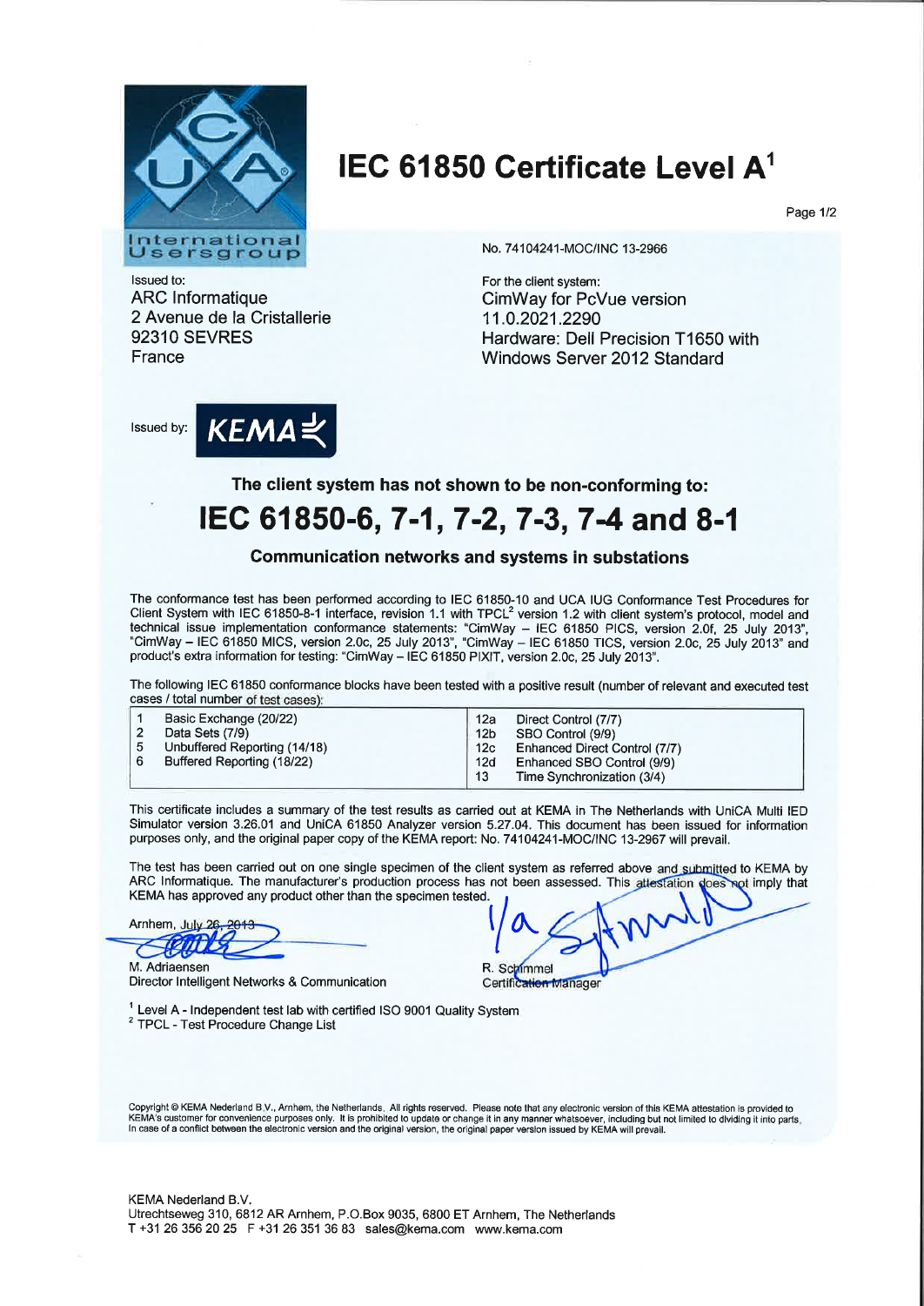# IEC 61850 Certificate Level A[1]

International Usersgroup

No. 74104241-MOC/INC 13-2966

Issued to:
ARC Informatique
2 Avenue de la Cristallerie
92310 SEVRES
France

For the client system:
CimWay for PcVue version 11.0.2021.2290
Hardware: Dell Precision T1650 with Windows Server 2012 Standard

Issued by: KEMA

**The client system has not shown to be non-conforming to:**

## IEC 61850-6, 7-1, 7-2, 7-3, 7-4 and 8-1

**Communication networks and systems in substations**

The conformance test has been performed according to IEC 61850-10 and UCA IUG Conformance Test Procedures for Client System with IEC 61850-8-1 interface, revision 1.1 with TPCL[2] version 1.2 with client system's protocol, model and technical issue implementation conformance statements: "CimWay – IEC 61850 PICS, version 2.0f, 25 July 2013", "CimWay – IEC 61850 MICS, version 2.0c, 25 July 2013", "CimWay – IEC 61850 TICS, version 2.0c, 25 July 2013" and product's extra information for testing: "CimWay – IEC 61850 PIXIT, version 2.0c, 25 July 2013".

The following IEC 61850 conformance blocks have been tested with a positive result (number of relevant and executed test cases / total number of test cases):

| | | | |
|---|---|---|---|
| 1 | Basic Exchange (20/22) | 12a | Direct Control (7/7) |
| 2 | Data Sets (7/9) | 12b | SBO Control (9/9) |
| 5 | Unbuffered Reporting (14/18) | 12c | Enhanced Direct Control (7/7) |
| 6 | Buffered Reporting (18/22) | 12d | Enhanced SBO Control (9/9) |
| | | 13 | Time Synchronization (3/4) |

This certificate includes a summary of the test results as carried out at KEMA in The Netherlands with UniCA Multi IED Simulator version 3.26.01 and UniCA 61850 Analyzer version 5.27.04. This document has been issued for information purposes only, and the original paper copy of the KEMA report: No. 74104241-MOC/INC 13-2967 will prevail.

The test has been carried out on one single specimen of the client system as referred above and submitted to KEMA by ARC Informatique. The manufacturer's production process has not been assessed. This attestation does not imply that KEMA has approved any product other than the specimen tested.

Arnhem, July 26, 2013

M. Adriaensen
Director Intelligent Networks & Communication

R. Schimmel
Certification Manager

[1] Level A - Independent test lab with certified ISO 9001 Quality System
[2] TPCL - Test Procedure Change List

Copyright © KEMA Nederland B.V., Arnhem, the Netherlands. All rights reserved. Please note that any electronic version of this KEMA attestation is provided to KEMA's customer for convenience purposes only. It is prohibited to update or change it in any manner whatsoever, including but not limited to dividing it into parts. In case of a conflict between the electronic version and the original version, the original paper version issued by KEMA will prevail.

KEMA Nederland B.V.
Utrechtseweg 310, 6812 AR Arnhem, P.O.Box 9035, 6800 ET Arnhem, The Netherlands
T +31 26 356 20 25 F +31 26 351 36 83 sales@kema.com www.kema.com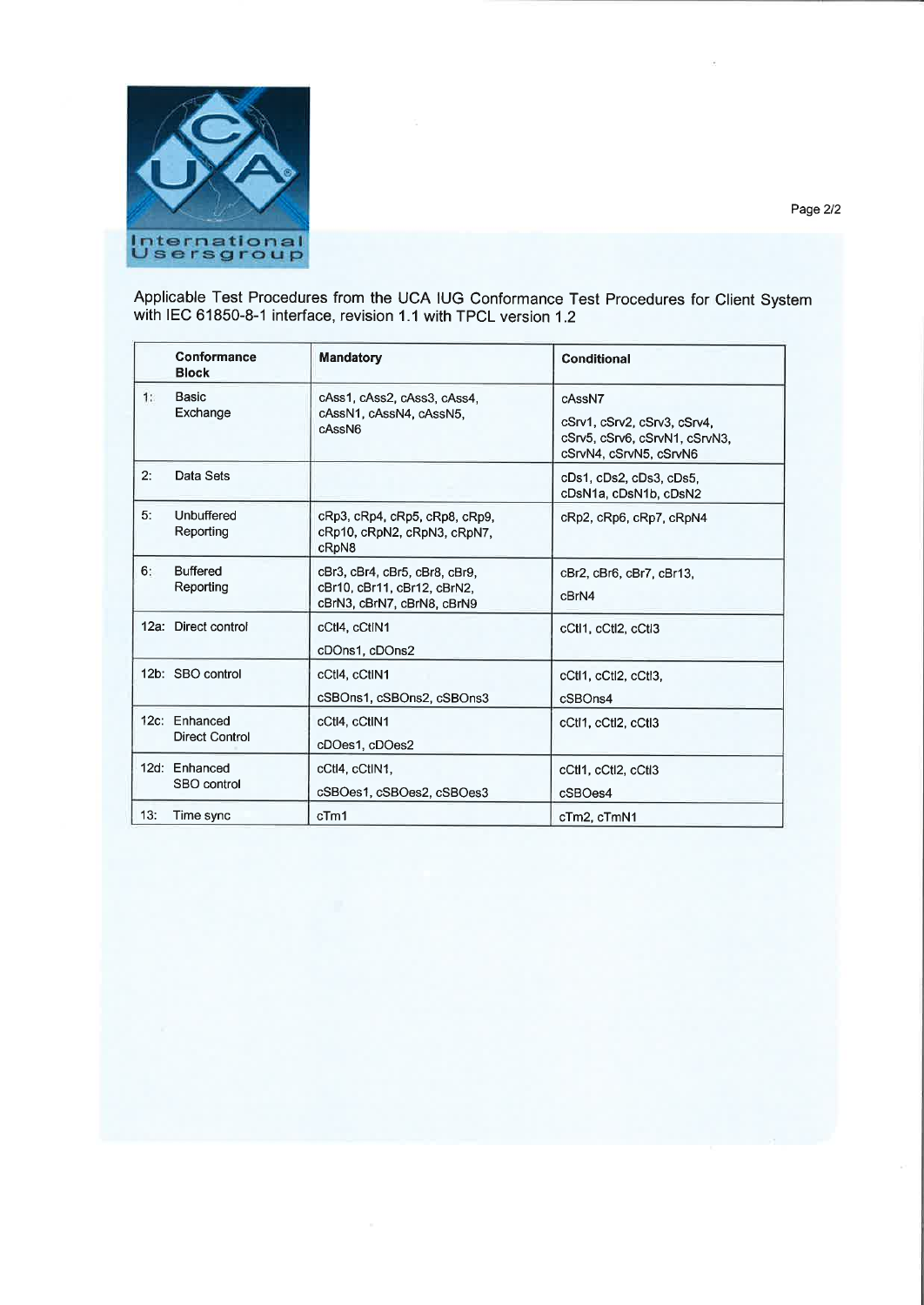Applicable Test Procedures from the UCA IUG Conformance Test Procedures for Client System with IEC 61850-8-1 interface, revision 1.1 with TPCL version 1.2

| Conformance Block | Mandatory | Conditional |
|---|---|---|
| 1: Basic Exchange | cAss1, cAss2, cAss3, cAss4, cAssN1, cAssN4, cAssN5, cAssN6 | cAssN7<br>cSrv1, cSrv2, cSrv3, cSrv4, cSrv5, cSrv6, cSrvN1, cSrvN3, cSrvN4, cSrvN5, cSrvN6 |
| 2: Data Sets | | cDs1, cDs2, cDs3, cDs5, cDsN1a, cDsN1b, cDsN2 |
| 5: Unbuffered Reporting | cRp3, cRp4, cRp5, cRp8, cRp9, cRp10, cRpN2, cRpN3, cRpN7, cRpN8 | cRp2, cRp6, cRp7, cRpN4 |
| 6: Buffered Reporting | cBr3, cBr4, cBr5, cBr8, cBr9, cBr10, cBr11, cBr12, cBrN2, cBrN3, cBrN7, cBrN8, cBrN9 | cBr2, cBr6, cBr7, cBr13,<br>cBrN4 |
| 12a: Direct control | cCtl4, cCtlN1<br>cDOns1, cDOns2 | cCtl1, cCtl2, cCtl3 |
| 12b: SBO control | cCtl4, cCtlN1<br>cSBOns1, cSBOns2, cSBOns3 | cCtl1, cCtl2, cCtl3,<br>cSBOns4 |
| 12c: Enhanced Direct Control | cCtl4, cCtlN1<br>cDOes1, cDOes2 | cCtl1, cCtl2, cCtl3 |
| 12d: Enhanced SBO control | cCtl4, cCtlN1,<br>cSBOes1, cSBOes2, cSBOes3 | cCtl1, cCtl2, cCtl3<br>cSBOes4 |
| 13: Time sync | cTm1 | cTm2, cTmN1 |